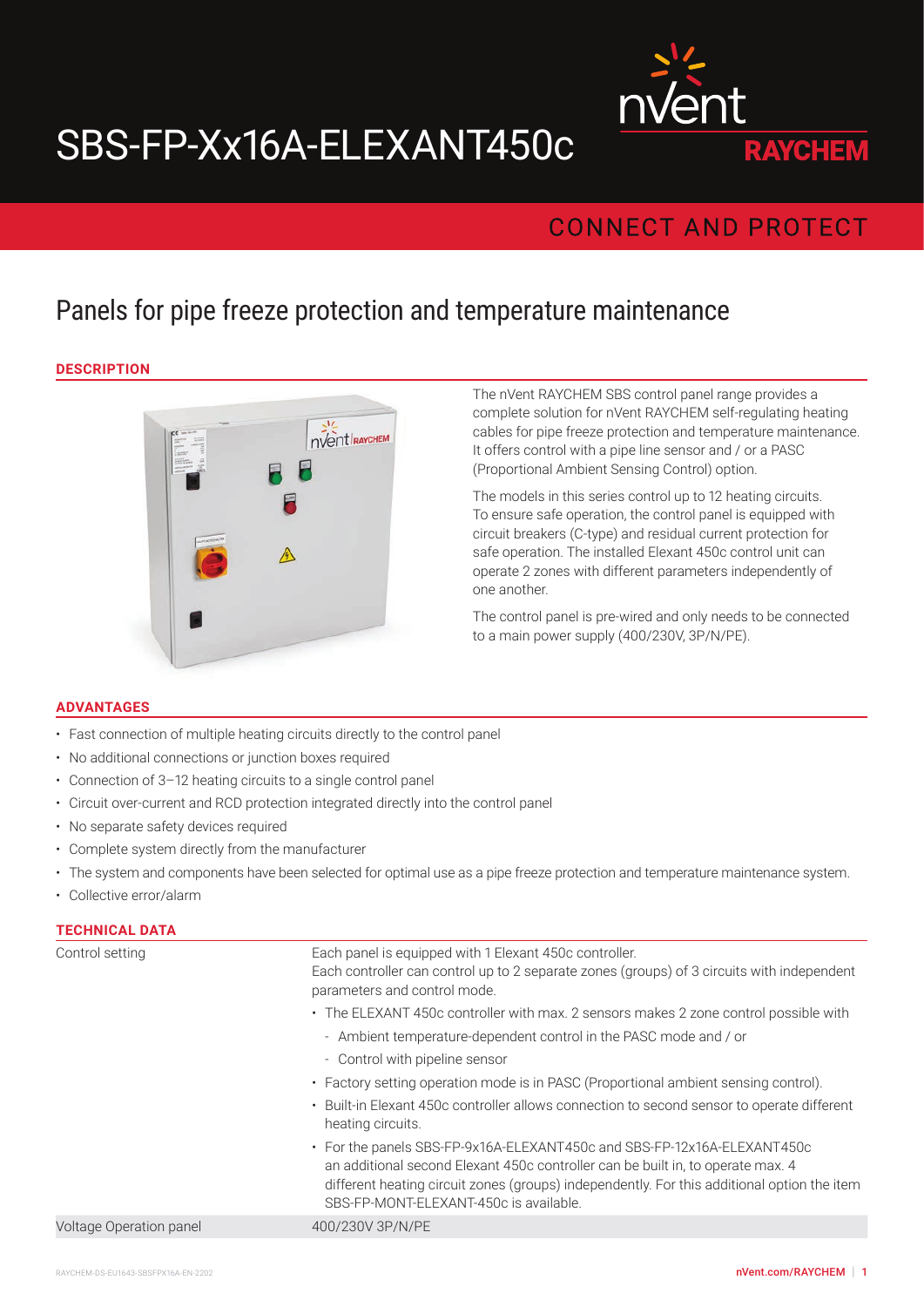# SBS-FP-Xx16A-ELEXANT450c

nVent RAYCHEM

CONNECT AND PROTECT

## Panels for pipe freeze protection and temperature maintenance

### DESCRIPTION

The nVent RAYCHEM SBS control panel range provides a complete solution for nVent RAYCHEM self-regulating heating cables for pipe freeze protection and temperature maintenance. It offers control with a pipe line sensor and / or a PASC (Proportional Ambient Sensing Control) option.

The models in this series control up to 12 heating circuits. To ensure safe operation, the control panel is equipped with circuit breakers (C-type) and residual current protection for safe operation. The installed Elexant 450c control unit can operate 2 zones with different parameters independently of one another.

The control panel is pre-wired and only needs to be connected to a main power supply (400/230V, 3P/N/PE).

### ADVANTAGES

- Fast connection of multiple heating circuits directly to the control panel
- No additional connections or junction boxes required
- Connection of 3–12 heating circuits to a single control panel
- Circuit over-current and RCD protection integrated directly into the control panel
- No separate safety devices required
- Complete system directly from the manufacturer
- The system and components have been selected for optimal use as a pipe freeze protection and temperature maintenance system.
- Collective error/alarm

### TECHNICAL DATA

| | |
|---|---|
| Control setting | Each panel is equipped with 1 Elexant 450c controller.<br>Each controller can control up to 2 separate zones (groups) of 3 circuits with independent parameters and control mode.<br>• The ELEXANT 450c controller with max. 2 sensors makes 2 zone control possible with<br>- Ambient temperature-dependent control in the PASC mode and / or<br>- Control with pipeline sensor<br>• Factory setting operation mode is in PASC (Proportional ambient sensing control).<br>• Built-in Elexant 450c controller allows connection to second sensor to operate different heating circuits.<br>• For the panels SBS-FP-9x16A-ELEXANT450c and SBS-FP-12x16A-ELEXANT450c an additional second Elexant 450c controller can be built in, to operate max. 4 different heating circuit zones (groups) independently. For this additional option the item SBS-FP-MONT-ELEXANT-450c is available. |
| Voltage Operation panel | 400/230V 3P/N/PE |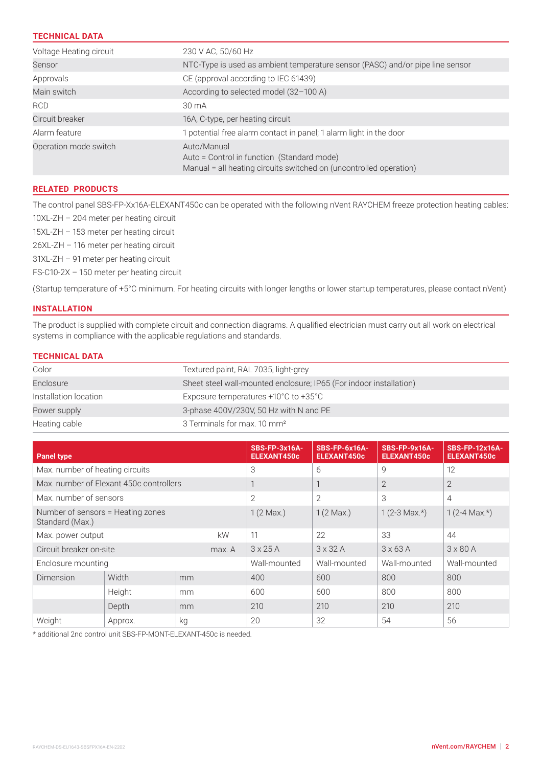## TECHNICAL DATA

| | |
|---|---|
| Voltage Heating circuit | 230 V AC, 50/60 Hz |
| Sensor | NTC-Type is used as ambient temperature sensor (PASC) and/or pipe line sensor |
| Approvals | CE (approval according to IEC 61439) |
| Main switch | According to selected model (32–100 A) |
| RCD | 30 mA |
| Circuit breaker | 16A, C-type, per heating circuit |
| Alarm feature | 1 potential free alarm contact in panel; 1 alarm light in the door |
| Operation mode switch | Auto/Manual<br>Auto = Control in function (Standard mode)<br>Manual = all heating circuits switched on (uncontrolled operation) |

## RELATED PRODUCTS

The control panel SBS-FP-Xx16A-ELEXANT450c can be operated with the following nVent RAYCHEM freeze protection heating cables:

10XL-ZH – 204 meter per heating circuit

15XL-ZH – 153 meter per heating circuit

26XL-ZH – 116 meter per heating circuit

31XL-ZH – 91 meter per heating circuit

FS-C10-2X – 150 meter per heating circuit

(Startup temperature of +5°C minimum. For heating circuits with longer lengths or lower startup temperatures, please contact nVent)

## INSTALLATION

The product is supplied with complete circuit and connection diagrams. A qualified electrician must carry out all work on electrical systems in compliance with the applicable regulations and standards.

## TECHNICAL DATA

| | |
|---|---|
| Color | Textured paint, RAL 7035, light-grey |
| Enclosure | Sheet steel wall-mounted enclosure; IP65 (For indoor installation) |
| Installation location | Exposure temperatures +10°C to +35°C |
| Power supply | 3-phase 400V/230V, 50 Hz with N and PE |
| Heating cable | 3 Terminals for max. 10 mm² |

| Panel type | | | SBS-FP-3x16A-ELEXANT450c | SBS-FP-6x16A-ELEXANT450c | SBS-FP-9x16A-ELEXANT450c | SBS-FP-12x16A-ELEXANT450c |
|---|---|---|---|---|---|---|
| Max. number of heating circuits | | | 3 | 6 | 9 | 12 |
| Max. number of Elexant 450c controllers | | | 1 | 1 | 2 | 2 |
| Max. number of sensors | | | 2 | 2 | 3 | 4 |
| Number of sensors = Heating zones Standard (Max.) | | | 1 (2 Max.) | 1 (2 Max.) | 1 (2-3 Max.*) | 1 (2-4 Max.*) |
| Max. power output | | kW | 11 | 22 | 33 | 44 |
| Circuit breaker on-site | | max. A | 3 x 25 A | 3 x 32 A | 3 x 63 A | 3 x 80 A |
| Enclosure mounting | | | Wall-mounted | Wall-mounted | Wall-mounted | Wall-mounted |
| Dimension | Width | mm | 400 | 600 | 800 | 800 |
| | Height | mm | 600 | 600 | 800 | 800 |
| | Depth | mm | 210 | 210 | 210 | 210 |
| Weight | Approx. | kg | 20 | 32 | 54 | 56 |

* additional 2nd control unit SBS-FP-MONT-ELEXANT-450c is needed.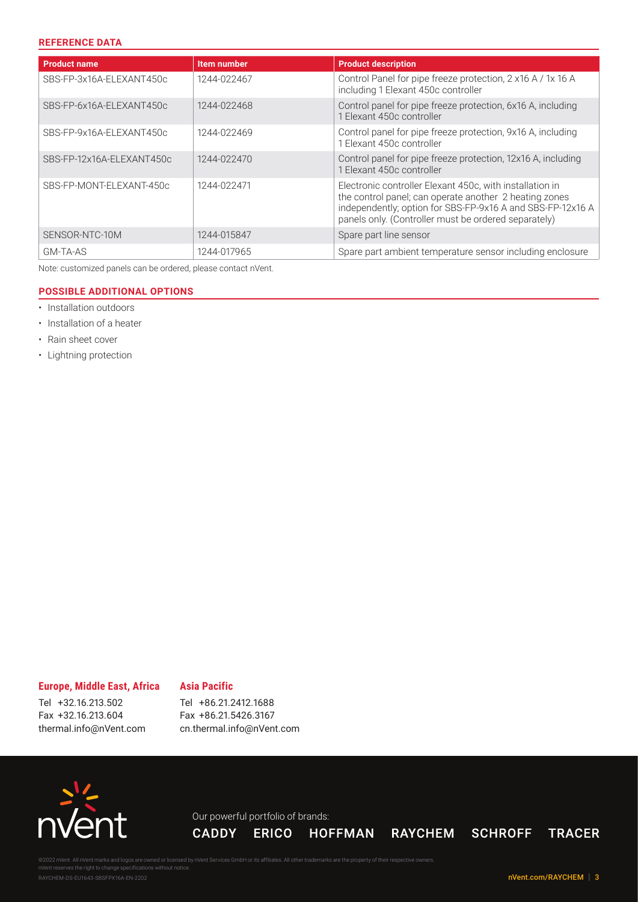## REFERENCE DATA

| Product name | Item number | Product description |
|---|---|---|
| SBS-FP-3x16A-ELEXANT450c | 1244-022467 | Control Panel for pipe freeze protection, 2 x16 A / 1x 16 A including 1 Elexant 450c controller |
| SBS-FP-6x16A-ELEXANT450c | 1244-022468 | Control panel for pipe freeze protection, 6x16 A, including 1 Elexant 450c controller |
| SBS-FP-9x16A-ELEXANT450c | 1244-022469 | Control panel for pipe freeze protection, 9x16 A, including 1 Elexant 450c controller |
| SBS-FP-12x16A-ELEXANT450c | 1244-022470 | Control panel for pipe freeze protection, 12x16 A, including 1 Elexant 450c controller |
| SBS-FP-MONT-ELEXANT-450c | 1244-022471 | Electronic controller Elexant 450c, with installation in the control panel; can operate another 2 heating zones independently; option for SBS-FP-9x16 A and SBS-FP-12x16 A panels only. (Controller must be ordered separately) |
| SENSOR-NTC-10M | 1244-015847 | Spare part line sensor |
| GM-TA-AS | 1244-017965 | Spare part ambient temperature sensor including enclosure |

Note: customized panels can be ordered, please contact nVent.

## POSSIBLE ADDITIONAL OPTIONS

- Installation outdoors
- Installation of a heater
- Rain sheet cover
- Lightning protection

**Europe, Middle East, Africa**
Tel +32.16.213.502
Fax +32.16.213.604
thermal.info@nVent.com

**Asia Pacific**
Tel +86.21.2412.1688
Fax +86.21.5426.3167
cn.thermal.info@nVent.com

nVent

Our powerful portfolio of brands:
CADDY ERICO HOFFMAN RAYCHEM SCHROFF TRACER

©2022 nVent. All nVent marks and logos are owned or licensed by nVent Services GmbH or its affiliates. All other trademarks are the property of their respective owners.
nVent reserves the right to change specifications without notice.

RAYCHEM-DS-EU1643-SBSFPX16A-EN-2202

nVent.com/RAYCHEM